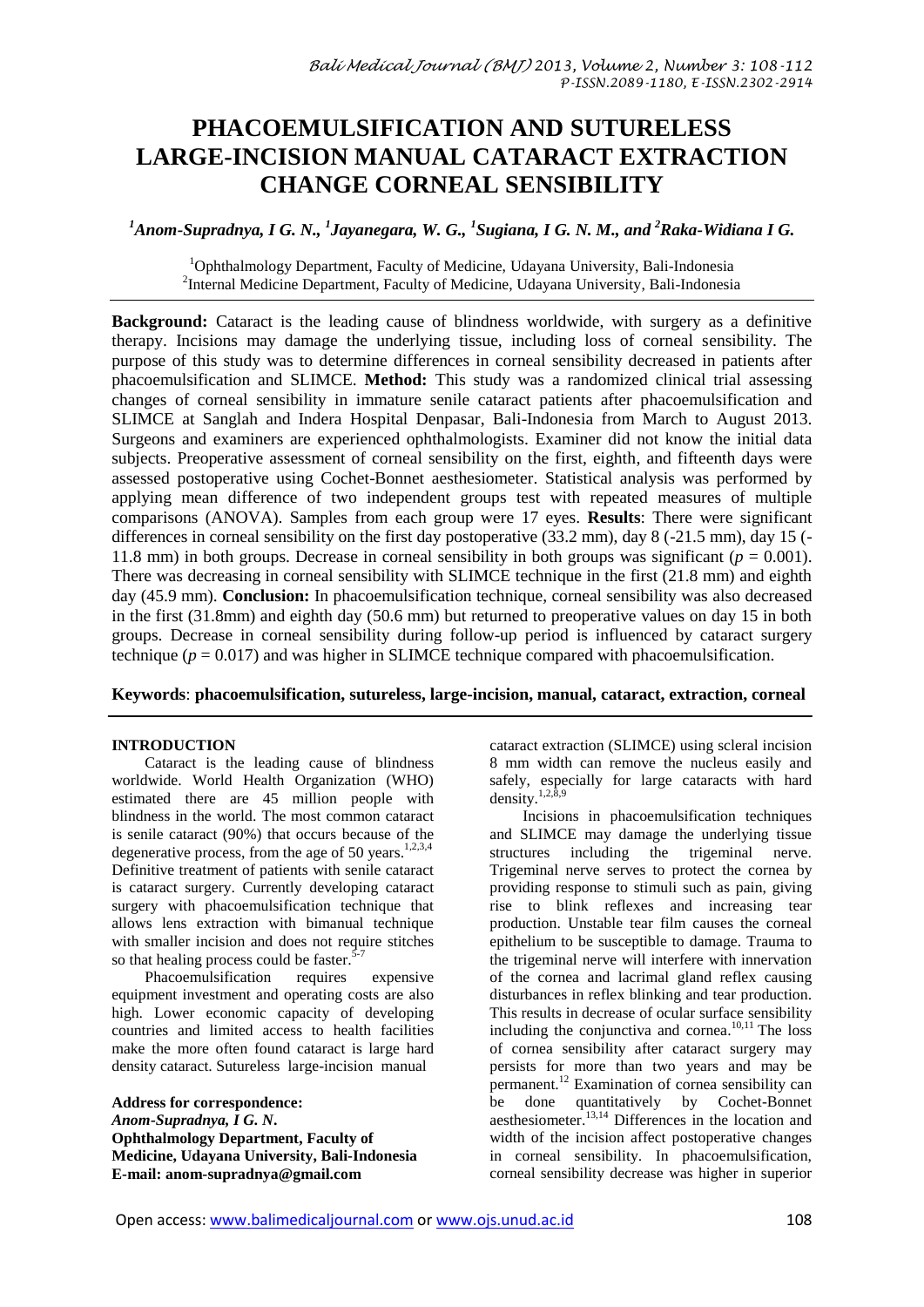# PHACOEMULSIFICATION AND SUTURELESS LARGE-INCISION MANUAL CATARACT EXTRACTION CHANGE CORNEAL SENSIBILITY

***[1]Anom-Supradnya, I G. N., [1]Jayanegara, W. G., [1]Sugiana, I G. N. M., and [2]Raka-Widiana I G.***

[1]Ophthalmology Department, Faculty of Medicine, Udayana University, Bali-Indonesia
[2]Internal Medicine Department, Faculty of Medicine, Udayana University, Bali-Indonesia

**Background:** Cataract is the leading cause of blindness worldwide, with surgery as a definitive therapy. Incisions may damage the underlying tissue, including loss of corneal sensibility. The purpose of this study was to determine differences in corneal sensibility decreased in patients after phacoemulsification and SLIMCE. **Method:** This study was a randomized clinical trial assessing changes of corneal sensibility in immature senile cataract patients after phacoemulsification and SLIMCE at Sanglah and Indera Hospital Denpasar, Bali-Indonesia from March to August 2013. Surgeons and examiners are experienced ophthalmologists. Examiner did not know the initial data subjects. Preoperative assessment of corneal sensibility on the first, eighth, and fifteenth days were assessed postoperative using Cochet-Bonnet aesthesiometer. Statistical analysis was performed by applying mean difference of two independent groups test with repeated measures of multiple comparisons (ANOVA). Samples from each group were 17 eyes. **Results**: There were significant differences in corneal sensibility on the first day postoperative (33.2 mm), day 8 (-21.5 mm), day 15 (-11.8 mm) in both groups. Decrease in corneal sensibility in both groups was significant ($p$ = 0.001). There was decreasing in corneal sensibility with SLIMCE technique in the first (21.8 mm) and eighth day (45.9 mm). **Conclusion:** In phacoemulsification technique, corneal sensibility was also decreased in the first (31.8mm) and eighth day (50.6 mm) but returned to preoperative values on day 15 in both groups. Decrease in corneal sensibility during follow-up period is influenced by cataract surgery technique ($p$ = 0.017) and was higher in SLIMCE technique compared with phacoemulsification.

**Keywords**: **phacoemulsification, sutureless, large-incision, manual, cataract, extraction, corneal**

## INTRODUCTION

Cataract is the leading cause of blindness worldwide. World Health Organization (WHO) estimated there are 45 million people with blindness in the world. The most common cataract is senile cataract (90%) that occurs because of the degenerative process, from the age of 50 years.[1,2,3,4] Definitive treatment of patients with senile cataract is cataract surgery. Currently developing cataract surgery with phacoemulsification technique that allows lens extraction with bimanual technique with smaller incision and does not require stitches so that healing process could be faster.[5-7]

Phacoemulsification requires expensive equipment investment and operating costs are also high. Lower economic capacity of developing countries and limited access to health facilities make the more often found cataract is large hard density cataract. Sutureless large-incision manual cataract extraction (SLIMCE) using scleral incision 8 mm width can remove the nucleus easily and safely, especially for large cataracts with hard density.[1,2,8,9]

Incisions in phacoemulsification techniques and SLIMCE may damage the underlying tissue structures including the trigeminal nerve. Trigeminal nerve serves to protect the cornea by providing response to stimuli such as pain, giving rise to blink reflexes and increasing tear production. Unstable tear film causes the corneal epithelium to be susceptible to damage. Trauma to the trigeminal nerve will interfere with innervation of the cornea and lacrimal gland reflex causing disturbances in reflex blinking and tear production. This results in decrease of ocular surface sensibility including the conjunctiva and cornea.[10,11] The loss of cornea sensibility after cataract surgery may persists for more than two years and may be permanent.[12] Examination of cornea sensibility can be done quantitatively by Cochet-Bonnet aesthesiometer.[13,14] Differences in the location and width of the incision affect postoperative changes in corneal sensibility. In phacoemulsification, corneal sensibility decrease was higher in superior

**Address for correspondence:**
***Anom-Supradnya, I G. N.***
**Ophthalmology Department, Faculty of Medicine, Udayana University, Bali-Indonesia**
**E-mail: anom-supradnya@gmail.com**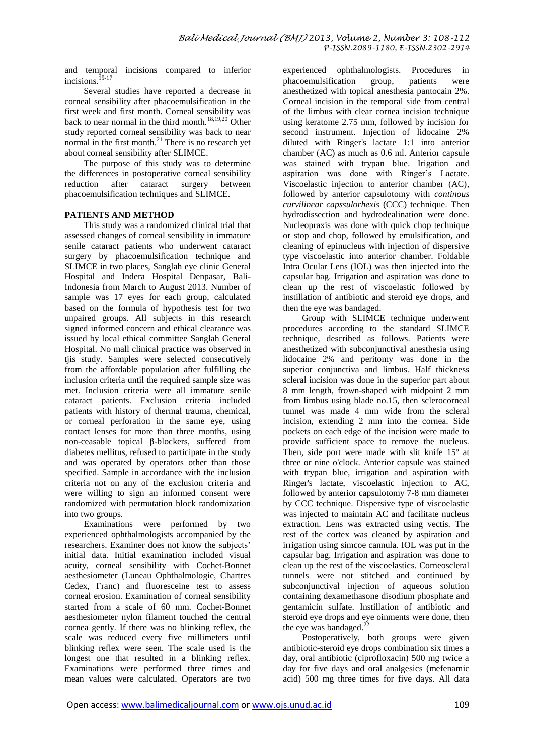and temporal incisions compared to inferior incisions.[15-17]

Several studies have reported a decrease in corneal sensibility after phacoemulsification in the first week and first month. Corneal sensibility was back to near normal in the third month.[18,19,20] Other study reported corneal sensibility was back to near normal in the first month.[21] There is no research yet about corneal sensibility after SLIMCE.

The purpose of this study was to determine the differences in postoperative corneal sensibility reduction after cataract surgery between phacoemulsification techniques and SLIMCE.

## PATIENTS AND METHOD

This study was a randomized clinical trial that assessed changes of corneal sensibility in immature senile cataract patients who underwent cataract surgery by phacoemulsification technique and SLIMCE in two places, Sanglah eye clinic General Hospital and Indera Hospital Denpasar, Bali-Indonesia from March to August 2013. Number of sample was 17 eyes for each group, calculated based on the formula of hypothesis test for two unpaired groups. All subjects in this research signed informed concern and ethical clearance was issued by local ethical committee Sanglah General Hospital. No mall clinical practice was observed in tjis study. Samples were selected consecutively from the affordable population after fulfilling the inclusion criteria until the required sample size was met. Inclusion criteria were all immature senile cataract patients. Exclusion criteria included patients with history of thermal trauma, chemical, or corneal perforation in the same eye, using contact lenses for more than three months, using non-ceasable topical β-blockers, suffered from diabetes mellitus, refused to participate in the study and was operated by operators other than those specified. Sample in accordance with the inclusion criteria not on any of the exclusion criteria and were willing to sign an informed consent were randomized with permutation block randomization into two groups.

Examinations were performed by two experienced ophthalmologists accompanied by the researchers. Examiner does not know the subjects' initial data. Initial examination included visual acuity, corneal sensibility with Cochet-Bonnet aesthesiometer (Luneau Ophthalmologie, Chartres Cedex, Franc) and fluoresceine test to assess corneal erosion. Examination of corneal sensibility started from a scale of 60 mm. Cochet-Bonnet aesthesiometer nylon filament touched the central cornea gently. If there was no blinking reflex, the scale was reduced every five millimeters until blinking reflex were seen. The scale used is the longest one that resulted in a blinking reflex. Examinations were performed three times and mean values were calculated. Operators are two experienced ophthalmologists. Procedures in phacoemulsification group, patients were anesthetized with topical anesthesia pantocain 2%. Corneal incision in the temporal side from central of the limbus with clear cornea incision technique using keratome 2.75 mm, followed by incision for second instrument. Injection of lidocaine 2% diluted with Ringer's lactate 1:1 into anterior chamber (AC) as much as 0.6 ml. Anterior capsule was stained with trypan blue. Irigation and aspiration was done with Ringer's Lactate. Viscoelastic injection to anterior chamber (AC), followed by anterior capsulotomy with *continous curvilinear capssulorhexis* (CCC) technique. Then hydrodissection and hydrodealination were done. Nucleopraxis was done with quick chop technique or stop and chop, followed by emulsification, and cleaning of epinucleus with injection of dispersive type viscoelastic into anterior chamber. Foldable Intra Ocular Lens (IOL) was then injected into the capsular bag. Irrigation and aspiration was done to clean up the rest of viscoelastic followed by instillation of antibiotic and steroid eye drops, and then the eye was bandaged.

Group with SLIMCE technique underwent procedures according to the standard SLIMCE technique, described as follows. Patients were anesthetized with subconjunctival anesthesia using lidocaine 2% and peritomy was done in the superior conjunctiva and limbus. Half thickness scleral incision was done in the superior part about 8 mm length, frown-shaped with midpoint 2 mm from limbus using blade no.15, then sclerocorneal tunnel was made 4 mm wide from the scleral incision, extending 2 mm into the cornea. Side pockets on each edge of the incision were made to provide sufficient space to remove the nucleus. Then, side port were made with slit knife 15º at three or nine o'clock. Anterior capsule was stained with trypan blue, irrigation and aspiration with Ringer's lactate, viscoelastic injection to AC, followed by anterior capsulotomy 7-8 mm diameter by CCC technique. Dispersive type of viscoelastic was injected to maintain AC and facilitate nucleus extraction. Lens was extracted using vectis. The rest of the cortex was cleaned by aspiration and irrigation using simcoe cannula. IOL was put in the capsular bag. Irrigation and aspiration was done to clean up the rest of the viscoelastics. Corneoscleral tunnels were not stitched and continued by subconjunctival injection of aqueous solution containing dexamethasone disodium phosphate and gentamicin sulfate. Instillation of antibiotic and steroid eye drops and eye oinments were done, then the eye was bandaged.[22]

Postoperatively, both groups were given antibiotic-steroid eye drops combination six times a day, oral antibiotic (ciprofloxacin) 500 mg twice a day for five days and oral analgesics (mefenamic acid) 500 mg three times for five days. All data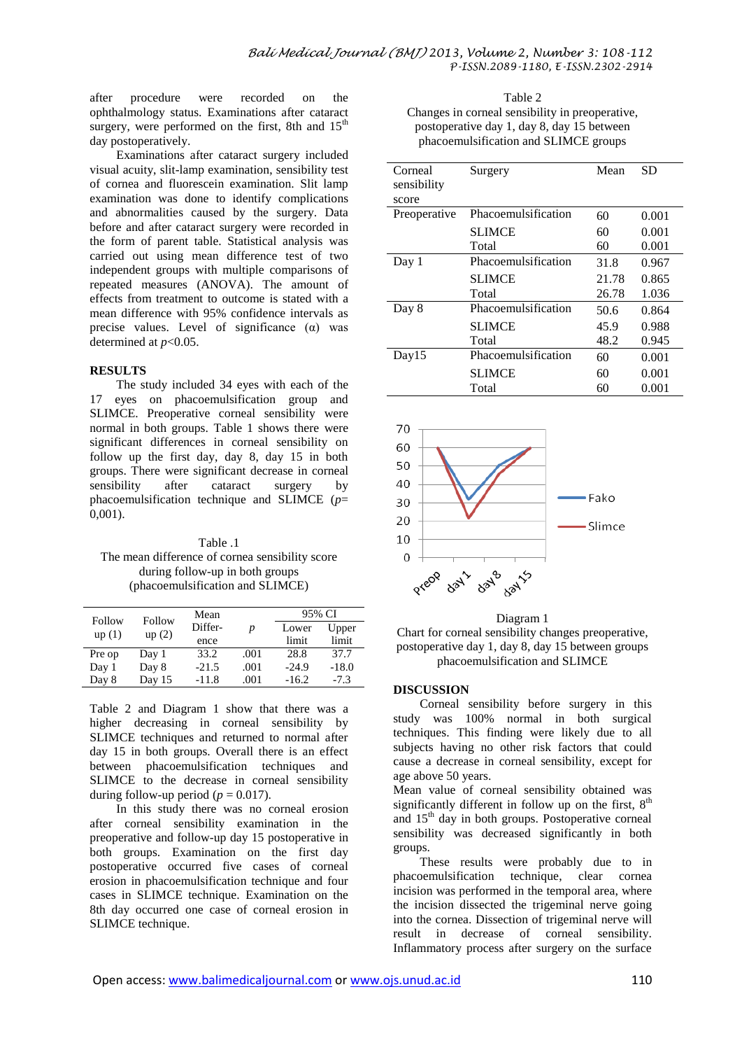after procedure were recorded on the ophthalmology status. Examinations after cataract surgery, were performed on the first, 8th and 15[th] day postoperatively.

Examinations after cataract surgery included visual acuity, slit-lamp examination, sensibility test of cornea and fluorescein examination. Slit lamp examination was done to identify complications and abnormalities caused by the surgery. Data before and after cataract surgery were recorded in the form of parent table. Statistical analysis was carried out using mean difference test of two independent groups with multiple comparisons of repeated measures (ANOVA). The amount of effects from treatment to outcome is stated with a mean difference with 95% confidence intervals as precise values. Level of significance (α) was determined at $p$<0.05.

## RESULTS

The study included 34 eyes with each of the 17 eyes on phacoemulsification group and SLIMCE. Preoperative corneal sensibility were normal in both groups. Table 1 shows there were significant differences in corneal sensibility on follow up the first day, day 8, day 15 in both groups. There were significant decrease in corneal sensibility after cataract surgery by phacoemulsification technique and SLIMCE ($p$= 0,001).

Table .1
The mean difference of cornea sensibility score during follow-up in both groups (phacoemulsification and SLIMCE)

| Follow up (1) | Follow up (2) | Mean Difference | p | 95% CI Lower limit | 95% CI Upper limit |
|---|---|---|---|---|---|
| Pre op | Day 1 | 33.2 | .001 | 28.8 | 37.7 |
| Day 1 | Day 8 | -21.5 | .001 | -24.9 | -18.0 |
| Day 8 | Day 15 | -11.8 | .001 | -16.2 | -7.3 |

Table 2 and Diagram 1 show that there was a higher decreasing in corneal sensibility by SLIMCE techniques and returned to normal after day 15 in both groups. Overall there is an effect between phacoemulsification techniques and SLIMCE to the decrease in corneal sensibility during follow-up period ($p$ = 0.017).

In this study there was no corneal erosion after corneal sensibility examination in the preoperative and follow-up day 15 postoperative in both groups. Examination on the first day postoperative occurred five cases of corneal erosion in phacoemulsification technique and four cases in SLIMCE technique. Examination on the 8th day occurred one case of corneal erosion in SLIMCE technique.

Table 2
Changes in corneal sensibility in preoperative, postoperative day 1, day 8, day 15 between phacoemulsification and SLIMCE groups

| Corneal sensibility score | Surgery | Mean | SD |
|---|---|---|---|
| Preoperative | Phacoemulsification | 60 | 0.001 |
| | SLIMCE | 60 | 0.001 |
| | Total | 60 | 0.001 |
| Day 1 | Phacoemulsification | 31.8 | 0.967 |
| | SLIMCE | 21.78 | 0.865 |
| | Total | 26.78 | 1.036 |
| Day 8 | Phacoemulsification | 50.6 | 0.864 |
| | SLIMCE | 45.9 | 0.988 |
| | Total | 48.2 | 0.945 |
| Day15 | Phacoemulsification | 60 | 0.001 |
| | SLIMCE | 60 | 0.001 |
| | Total | 60 | 0.001 |

Diagram 1
Chart for corneal sensibility changes preoperative, postoperative day 1, day 8, day 15 between groups phacoemulsification and SLIMCE

## DISCUSSION

Corneal sensibility before surgery in this study was 100% normal in both surgical techniques. This finding were likely due to all subjects having no other risk factors that could cause a decrease in corneal sensibility, except for age above 50 years.

Mean value of corneal sensibility obtained was significantly different in follow up on the first, 8[th] and 15[th] day in both groups. Postoperative corneal sensibility was decreased significantly in both groups.

These results were probably due to in phacoemulsification technique, clear cornea incision was performed in the temporal area, where the incision dissected the trigeminal nerve going into the cornea. Dissection of trigeminal nerve will result in decrease of corneal sensibility. Inflammatory process after surgery on the surface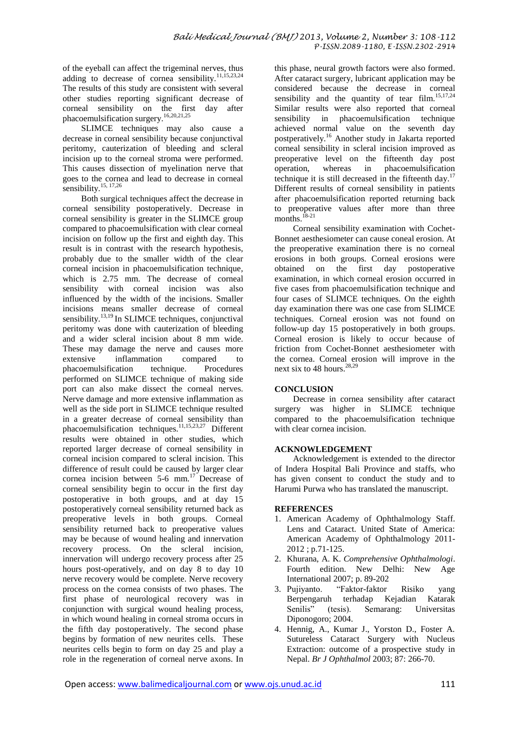of the eyeball can affect the trigeminal nerves, thus adding to decrease of cornea sensibility.[11,15,23,24] The results of this study are consistent with several other studies reporting significant decrease of corneal sensibility on the first day after phacoemulsification surgery.[16,20,21,25]

SLIMCE techniques may also cause a decrease in corneal sensibility because conjunctival peritomy, cauterization of bleeding and scleral incision up to the corneal stroma were performed. This causes dissection of myelination nerve that goes to the cornea and lead to decrease in corneal sensibility.[15, 17,26]

Both surgical techniques affect the decrease in corneal sensibility postoperatively. Decrease in corneal sensibility is greater in the SLIMCE group compared to phacoemulsification with clear corneal incision on follow up the first and eighth day. This result is in contrast with the research hypothesis, probably due to the smaller width of the clear corneal incision in phacoemulsification technique, which is 2.75 mm. The decrease of corneal sensibility with corneal incision was also influenced by the width of the incisions. Smaller incisions means smaller decrease of corneal sensibility.[13,19] In SLIMCE techniques, conjunctival peritomy was done with cauterization of bleeding and a wider scleral incision about 8 mm wide. These may damage the nerve and causes more extensive inflammation compared to phacoemulsification technique. Procedures performed on SLIMCE technique of making side port can also make dissect the corneal nerves. Nerve damage and more extensive inflammation as well as the side port in SLIMCE technique resulted in a greater decrease of corneal sensibility than phacoemulsification techniques.[11,15,23,27] Different results were obtained in other studies, which reported larger decrease of corneal sensibility in corneal incision compared to scleral incision. This difference of result could be caused by larger clear cornea incision between 5-6 mm.[17] Decrease of corneal sensibility begin to occur in the first day postoperative in both groups, and at day 15 postoperatively corneal sensibility returned back as preoperative levels in both groups. Corneal sensibility returned back to preoperative values may be because of wound healing and innervation recovery process. On the scleral incision, innervation will undergo recovery process after 25 hours post-operatively, and on day 8 to day 10 nerve recovery would be complete. Nerve recovery process on the cornea consists of two phases. The first phase of neurological recovery was in conjunction with surgical wound healing process, in which wound healing in corneal stroma occurs in the fifth day postoperatively. The second phase begins by formation of new neurites cells. These neurites cells begin to form on day 25 and play a role in the regeneration of corneal nerve axons. In this phase, neural growth factors were also formed. After cataract surgery, lubricant application may be considered because the decrease in corneal sensibility and the quantity of tear film.[15,17,24] Similar results were also reported that corneal sensibility in phacoemulsification technique achieved normal value on the seventh day postperatively.[16] Another study in Jakarta reported corneal sensibility in scleral incision improved as preoperative level on the fifteenth day post operation, whereas in phacoemulsification technique it is still decreased in the fifteenth day.[17] Different results of corneal sensibility in patients after phacoemulsification reported returning back to preoperative values after more than three months.[18-21]

Corneal sensibility examination with Cochet-Bonnet aesthesiometer can cause coneal erosion. At the preoperative examination there is no corneal erosions in both groups. Corneal erosions were obtained on the first day postoperative examination, in which corneal erosion occurred in five cases from phacoemulsification technique and four cases of SLIMCE techniques. On the eighth day examination there was one case from SLIMCE techniques. Corneal erosion was not found on follow-up day 15 postoperatively in both groups. Corneal erosion is likely to occur because of friction from Cochet-Bonnet aesthesiometer with the cornea. Corneal erosion will improve in the next six to 48 hours.[28,29]

## CONCLUSION

Decrease in cornea sensibility after cataract surgery was higher in SLIMCE technique compared to the phacoemulsification technique with clear cornea incision.

## ACKNOWLEDGEMENT

Acknowledgement is extended to the director of Indera Hospital Bali Province and staffs, who has given consent to conduct the study and to Harumi Purwa who has translated the manuscript.

## REFERENCES

1. American Academy of Ophthalmology Staff. Lens and Cataract. United State of America: American Academy of Ophthalmology 2011-2012 ; p.71-125.
2. Khurana, A. K. *Comprehensive Ophthalmologi*. Fourth edition. New Delhi: New Age International 2007; p. 89-202
3. Pujiyanto. "Faktor-faktor Risiko yang Berpengaruh terhadap Kejadian Katarak Senilis" (tesis). Semarang: Universitas Diponogoro; 2004.
4. Hennig, A., Kumar J., Yorston D., Foster A. Sutureless Cataract Surgery with Nucleus Extraction: outcome of a prospective study in Nepal. *Br J Ophthalmol* 2003; 87: 266-70.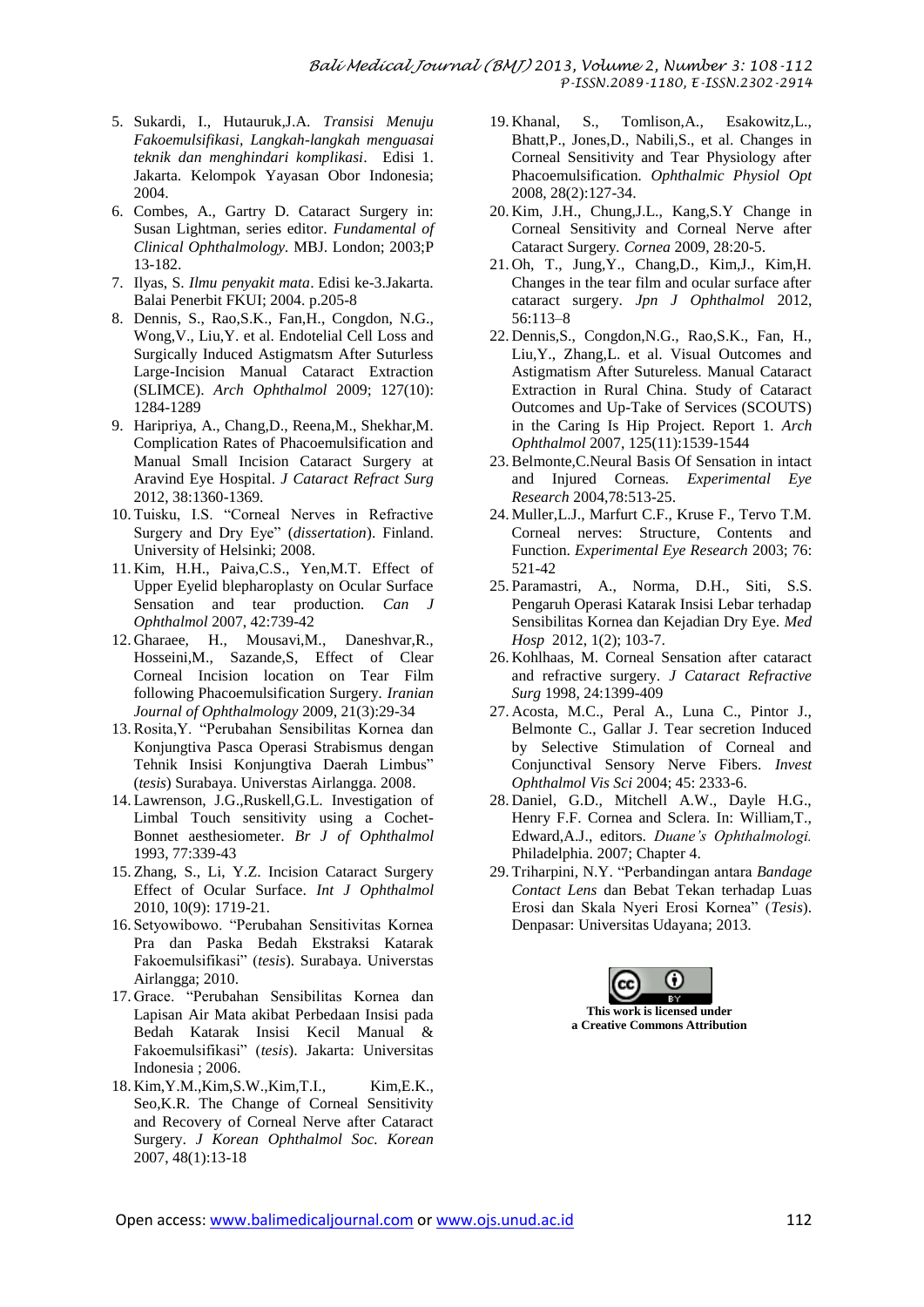5. Sukardi, I., Hutauruk,J.A. *Transisi Menuju Fakoemulsifikasi, Langkah-langkah menguasai teknik dan menghindari komplikasi*. Edisi 1. Jakarta. Kelompok Yayasan Obor Indonesia; 2004.
6. Combes, A., Gartry D. Cataract Surgery in: Susan Lightman, series editor. *Fundamental of Clinical Ophthalmology.* MBJ. London; 2003;P 13-182.
7. Ilyas, S. *Ilmu penyakit mata*. Edisi ke-3.Jakarta. Balai Penerbit FKUI; 2004. p.205-8
8. Dennis, S., Rao,S.K., Fan,H., Congdon, N.G., Wong,V., Liu,Y. et al. Endotelial Cell Loss and Surgically Induced Astigmatsm After Sutuless Large-Incision Manual Cataract Extraction (SLIMCE). *Arch Ophthalmol* 2009; 127(10): 1284-1289
9. Haripriya, A., Chang,D., Reena,M., Shekhar,M. Complication Rates of Phacoemulsification and Manual Small Incision Cataract Surgery at Aravind Eye Hospital. *J Cataract Refract Surg* 2012, 38:1360-1369.
10. Tuisku, I.S. "Corneal Nerves in Refractive Surgery and Dry Eye" (*dissertation*). Finland. University of Helsinki; 2008.
11. Kim, H.H., Paiva,C.S., Yen,M.T. Effect of Upper Eyelid blepharoplasty on Ocular Surface Sensation and tear production. *Can J Ophthalmol* 2007, 42:739-42
12. Gharaee, H., Mousavi,M., Daneshvar,R., Hosseini,M., Sazande,S, Effect of Clear Corneal Incision location on Tear Film following Phacoemulsification Surgery. *Iranian Journal of Ophthalmology* 2009, 21(3):29-34
13. Rosita,Y. "Perubahan Sensibilitas Kornea dan Konjungtiva Pasca Operasi Strabismus dengan Tehnik Insisi Konjungtiva Daerah Limbus" (*tesis*) Surabaya. Universtas Airlangga. 2008.
14. Lawrenson, J.G.,Ruskell,G.L. Investigation of Limbal Touch sensitivity using a Cochet-Bonnet aesthesiometer. *Br J of Ophthalmol* 1993, 77:339-43
15. Zhang, S., Li, Y.Z. Incision Cataract Surgery Effect of Ocular Surface. *Int J Ophthalmol* 2010, 10(9): 1719-21.
16. Setyowibowo. "Perubahan Sensitivitas Kornea Pra dan Paska Bedah Ekstraksi Katarak Fakoemulsifikasi" (*tesis*). Surabaya. Universtas Airlangga; 2010.
17. Grace. "Perubahan Sensibilitas Kornea dan Lapisan Air Mata akibat Perbedaan Insisi pada Bedah Katarak Insisi Kecil Manual & Fakoemulsifikasi" (*tesis*). Jakarta: Universitas Indonesia ; 2006.
18. Kim,Y.M.,Kim,S.W.,Kim,T.I., Kim,E.K., Seo,K.R. The Change of Corneal Sensitivity and Recovery of Corneal Nerve after Cataract Surgery. *J Korean Ophthalmol Soc. Korean* 2007, 48(1):13-18
19. Khanal, S., Tomlison,A., Esakowitz,L., Bhatt,P., Jones,D., Nabili,S., et al. Changes in Corneal Sensitivity and Tear Physiology after Phacoemulsification. *Ophthalmic Physiol Opt* 2008, 28(2):127-34.
20. Kim, J.H., Chung,J.L., Kang,S.Y Change in Corneal Sensitivity and Corneal Nerve after Cataract Surgery. *Cornea* 2009, 28:20-5.
21. Oh, T., Jung,Y., Chang,D., Kim,J., Kim,H. Changes in the tear film and ocular surface after cataract surgery. *Jpn J Ophthalmol* 2012, 56:113–8
22. Dennis,S., Congdon,N.G., Rao,S.K., Fan, H., Liu,Y., Zhang,L. et al. Visual Outcomes and Astigmatism After Sutureless. Manual Cataract Extraction in Rural China. Study of Cataract Outcomes and Up-Take of Services (SCOUTS) in the Caring Is Hip Project. Report 1. *Arch Ophthalmol* 2007, 125(11):1539-1544
23. Belmonte,C.Neural Basis Of Sensation in intact and Injured Corneas. *Experimental Eye Research* 2004,78:513-25.
24. Muller,L.J., Marfurt C.F., Kruse F., Tervo T.M. Corneal nerves: Structure, Contents and Function. *Experimental Eye Research* 2003; 76: 521-42
25. Paramastri, A., Norma, D.H., Siti, S.S. Pengaruh Operasi Katarak Insisi Lebar terhadap Sensibilitas Kornea dan Kejadian Dry Eye. *Med Hosp* 2012, 1(2); 103-7.
26. Kohlhaas, M. Corneal Sensation after cataract and refractive surgery. *J Cataract Refractive Surg* 1998, 24:1399-409
27. Acosta, M.C., Peral A., Luna C., Pintor J., Belmonte C., Gallar J. Tear secretion Induced by Selective Stimulation of Corneal and Conjunctival Sensory Nerve Fibers. *Invest Ophthalmol Vis Sci* 2004; 45: 2333-6.
28. Daniel, G.D., Mitchell A.W., Dayle H.G., Henry F.F. Cornea and Sclera. In: William,T., Edward,A.J., editors. *Duane's Ophthalmologi.* Philadelphia. 2007; Chapter 4.
29. Triharpini, N.Y. "Perbandingan antara *Bandage Contact Lens* dan Bebat Tekan terhadap Luas Erosi dan Skala Nyeri Erosi Kornea" (*Tesis*). Denpasar: Universitas Udayana; 2013.

**This work is licensed under a Creative Commons Attribution**